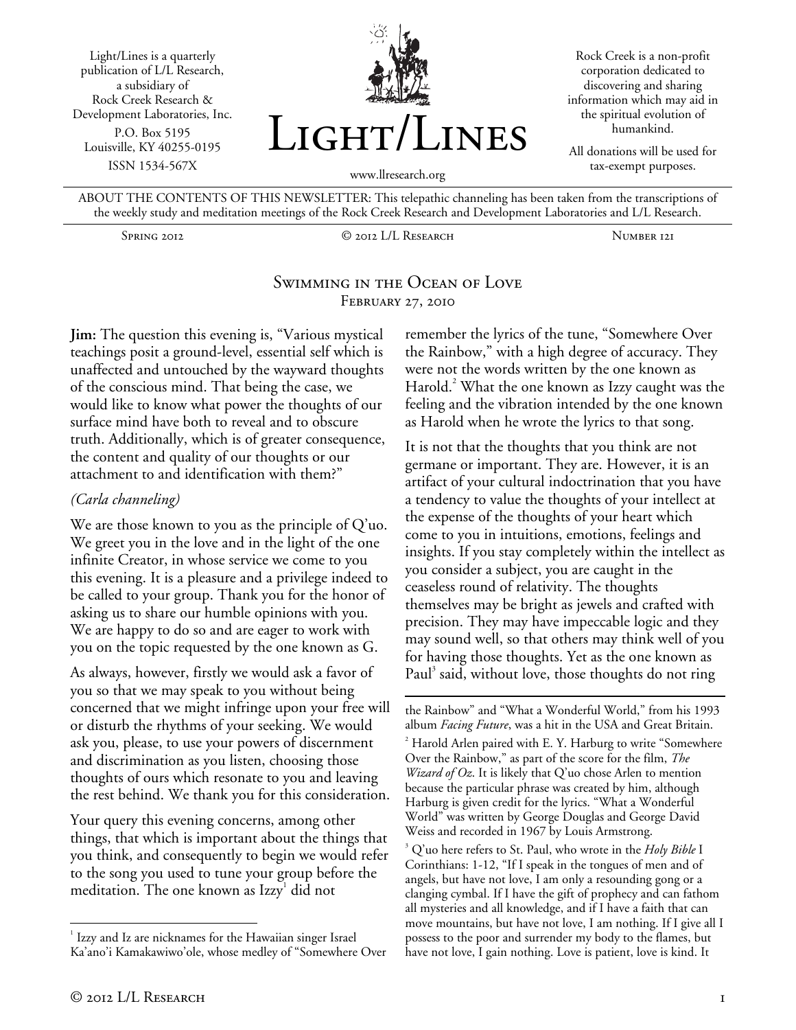Light/Lines is a quarterly publication of L/L Research, a subsidiary of Rock Creek Research & Development Laboratories, Inc.
P.O. Box 5195
Louisville, KY 40255-0195
ISSN 1534-567X

# Light/Lines

www.llresearch.org

Rock Creek is a non-profit corporation dedicated to discovering and sharing information which may aid in the spiritual evolution of humankind.

All donations will be used for tax-exempt purposes.

ABOUT THE CONTENTS OF THIS NEWSLETTER: This telepathic channeling has been taken from the transcriptions of the weekly study and meditation meetings of the Rock Creek Research and Development Laboratories and L/L Research.

Spring 2012 | © 2012 L/L Research | Number 121

## Swimming in the Ocean of Love
### February 27, 2010

**Jim:** The question this evening is, "Various mystical teachings posit a ground-level, essential self which is unaffected and untouched by the wayward thoughts of the conscious mind. That being the case, we would like to know what power the thoughts of our surface mind have both to reveal and to obscure truth. Additionally, which is of greater consequence, the content and quality of our thoughts or our attachment to and identification with them?"

*(Carla channeling)*

We are those known to you as the principle of Q'uo. We greet you in the love and in the light of the one infinite Creator, in whose service we come to you this evening. It is a pleasure and a privilege indeed to be called to your group. Thank you for the honor of asking us to share our humble opinions with you. We are happy to do so and are eager to work with you on the topic requested by the one known as G.

As always, however, firstly we would ask a favor of you so that we may speak to you without being concerned that we might infringe upon your free will or disturb the rhythms of your seeking. We would ask you, please, to use your powers of discernment and discrimination as you listen, choosing those thoughts of ours which resonate to you and leaving the rest behind. We thank you for this consideration.

Your query this evening concerns, among other things, that which is important about the things that you think, and consequently to begin we would refer to the song you used to tune your group before the meditation. The one known as Izzy[1] did not remember the lyrics of the tune, "Somewhere Over the Rainbow," with a high degree of accuracy. They were not the words written by the one known as Harold.[2] What the one known as Izzy caught was the feeling and the vibration intended by the one known as Harold when he wrote the lyrics to that song.

It is not that the thoughts that you think are not germane or important. They are. However, it is an artifact of your cultural indoctrination that you have a tendency to value the thoughts of your intellect at the expense of the thoughts of your heart which come to you in intuitions, emotions, feelings and insights. If you stay completely within the intellect as you consider a subject, you are caught in the ceaseless round of relativity. The thoughts themselves may be bright as jewels and crafted with precision. They may have impeccable logic and they may sound well, so that others may think well of you for having those thoughts. Yet as the one known as Paul[3] said, without love, those thoughts do not ring

---

[1] Izzy and Iz are nicknames for the Hawaiian singer Israel Ka'ano'i Kamakawiwo'ole, whose medley of "Somewhere Over the Rainbow" and "What a Wonderful World," from his 1993 album *Facing Future*, was a hit in the USA and Great Britain.

[2] Harold Arlen paired with E. Y. Harburg to write "Somewhere Over the Rainbow," as part of the score for the film, *The Wizard of Oz*. It is likely that Q'uo chose Arlen to mention because the particular phrase was created by him, although Harburg is given credit for the lyrics. "What a Wonderful World" was written by George Douglas and George David Weiss and recorded in 1967 by Louis Armstrong.

[3] Q'uo here refers to St. Paul, who wrote in the *Holy Bible* I Corinthians: 1-12, "If I speak in the tongues of men and of angels, but have not love, I am only a resounding gong or a clanging cymbal. If I have the gift of prophecy and can fathom all mysteries and all knowledge, and if I have a faith that can move mountains, but have not love, I am nothing. If I give all I possess to the poor and surrender my body to the flames, but have not love, I gain nothing. Love is patient, love is kind. It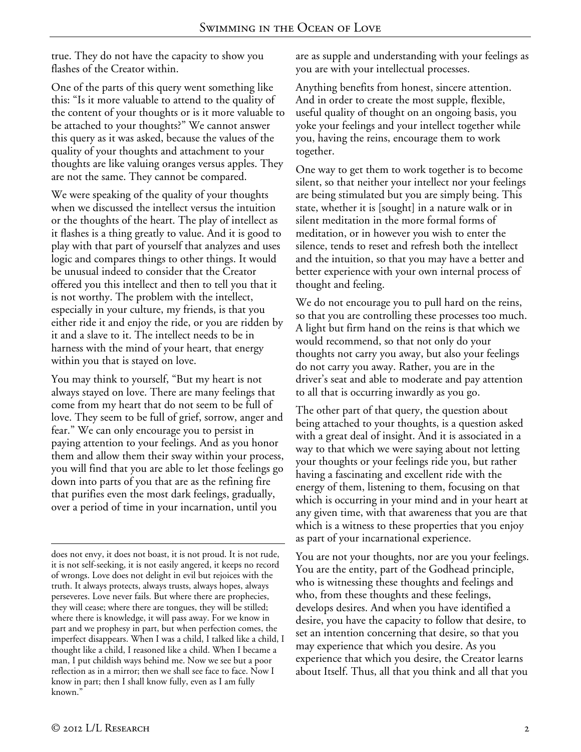true. They do not have the capacity to show you flashes of the Creator within.

One of the parts of this query went something like this: "Is it more valuable to attend to the quality of the content of your thoughts or is it more valuable to be attached to your thoughts?" We cannot answer this query as it was asked, because the values of the quality of your thoughts and attachment to your thoughts are like valuing oranges versus apples. They are not the same. They cannot be compared.

We were speaking of the quality of your thoughts when we discussed the intellect versus the intuition or the thoughts of the heart. The play of intellect as it flashes is a thing greatly to value. And it is good to play with that part of yourself that analyzes and uses logic and compares things to other things. It would be unusual indeed to consider that the Creator offered you this intellect and then to tell you that it is not worthy. The problem with the intellect, especially in your culture, my friends, is that you either ride it and enjoy the ride, or you are ridden by it and a slave to it. The intellect needs to be in harness with the mind of your heart, that energy within you that is stayed on love.

You may think to yourself, "But my heart is not always stayed on love. There are many feelings that come from my heart that do not seem to be full of love. They seem to be full of grief, sorrow, anger and fear." We can only encourage you to persist in paying attention to your feelings. And as you honor them and allow them their sway within your process, you will find that you are able to let those feelings go down into parts of you that are as the refining fire that purifies even the most dark feelings, gradually, over a period of time in your incarnation, until you are as supple and understanding with your feelings as you are with your intellectual processes.

Anything benefits from honest, sincere attention. And in order to create the most supple, flexible, useful quality of thought on an ongoing basis, you yoke your feelings and your intellect together while you, having the reins, encourage them to work together.

One way to get them to work together is to become silent, so that neither your intellect nor your feelings are being stimulated but you are simply being. This state, whether it is [sought] in a nature walk or in silent meditation in the more formal forms of meditation, or in however you wish to enter the silence, tends to reset and refresh both the intellect and the intuition, so that you may have a better and better experience with your own internal process of thought and feeling.

We do not encourage you to pull hard on the reins, so that you are controlling these processes too much. A light but firm hand on the reins is that which we would recommend, so that not only do your thoughts not carry you away, but also your feelings do not carry you away. Rather, you are in the driver's seat and able to moderate and pay attention to all that is occurring inwardly as you go.

The other part of that query, the question about being attached to your thoughts, is a question asked with a great deal of insight. And it is associated in a way to that which we were saying about not letting your thoughts or your feelings ride you, but rather having a fascinating and excellent ride with the energy of them, listening to them, focusing on that which is occurring in your mind and in your heart at any given time, with that awareness that you are that which is a witness to these properties that you enjoy as part of your incarnational experience.

You are not your thoughts, nor are you your feelings. You are the entity, part of the Godhead principle, who is witnessing these thoughts and feelings and who, from these thoughts and these feelings, develops desires. And when you have identified a desire, you have the capacity to follow that desire, to set an intention concerning that desire, so that you may experience that which you desire. As you experience that which you desire, the Creator learns about Itself. Thus, all that you think and all that you

---

does not envy, it does not boast, it is not proud. It is not rude, it is not self-seeking, it is not easily angered, it keeps no record of wrongs. Love does not delight in evil but rejoices with the truth. It always protects, always trusts, always hopes, always perseveres. Love never fails. But where there are prophecies, they will cease; where there are tongues, they will be stilled; where there is knowledge, it will pass away. For we know in part and we prophesy in part, but when perfection comes, the imperfect disappears. When I was a child, I talked like a child, I thought like a child, I reasoned like a child. When I became a man, I put childish ways behind me. Now we see but a poor reflection as in a mirror; then we shall see face to face. Now I know in part; then I shall know fully, even as I am fully known."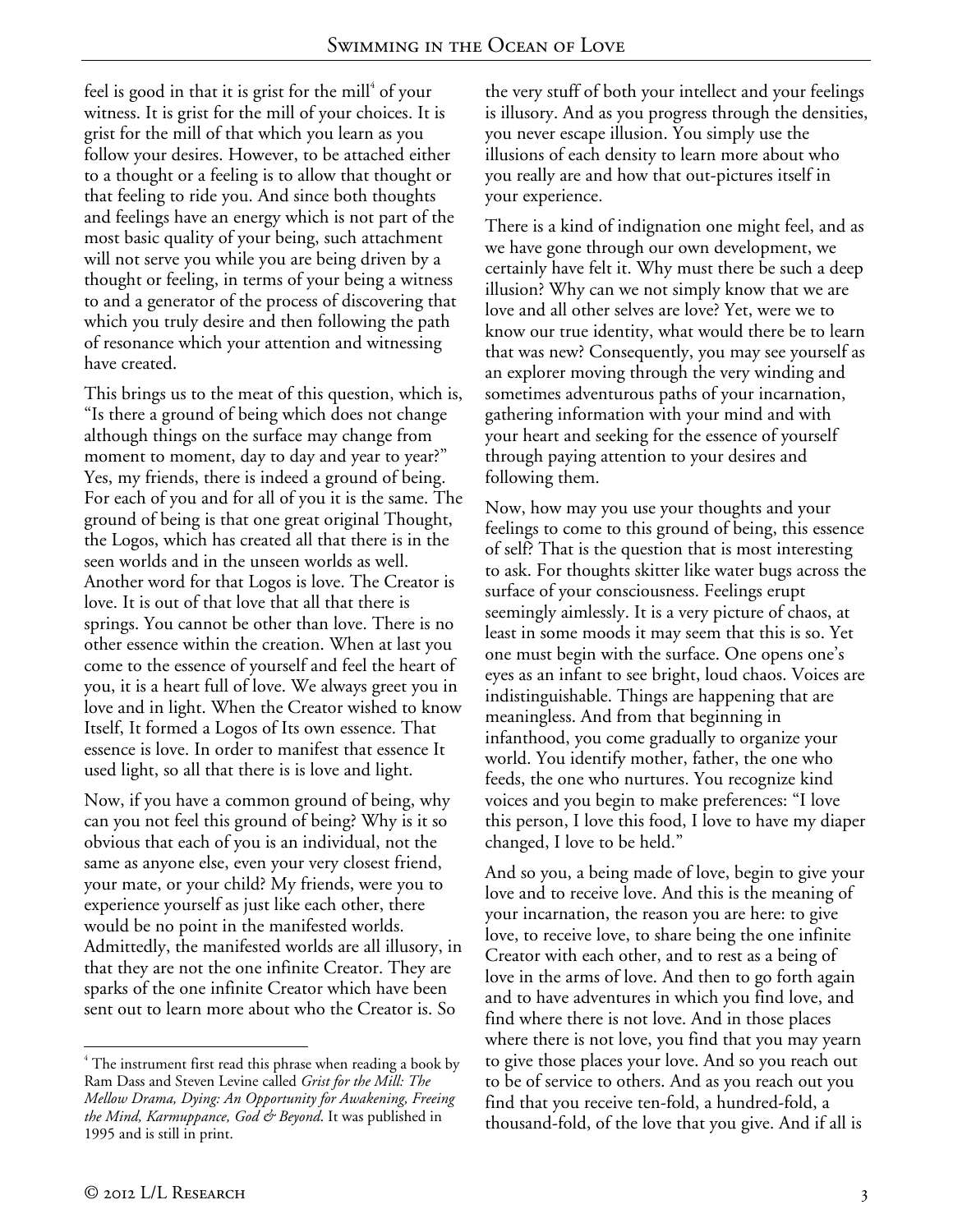feel is good in that it is grist for the mill[4] of your witness. It is grist for the mill of your choices. It is grist for the mill of that which you learn as you follow your desires. However, to be attached either to a thought or a feeling is to allow that thought or that feeling to ride you. And since both thoughts and feelings have an energy which is not part of the most basic quality of your being, such attachment will not serve you while you are being driven by a thought or feeling, in terms of your being a witness to and a generator of the process of discovering that which you truly desire and then following the path of resonance which your attention and witnessing have created.

This brings us to the meat of this question, which is, "Is there a ground of being which does not change although things on the surface may change from moment to moment, day to day and year to year?" Yes, my friends, there is indeed a ground of being. For each of you and for all of you it is the same. The ground of being is that one great original Thought, the Logos, which has created all that there is in the seen worlds and in the unseen worlds as well. Another word for that Logos is love. The Creator is love. It is out of that love that all that there is springs. You cannot be other than love. There is no other essence within the creation. When at last you come to the essence of yourself and feel the heart of you, it is a heart full of love. We always greet you in love and in light. When the Creator wished to know Itself, It formed a Logos of Its own essence. That essence is love. In order to manifest that essence It used light, so all that there is is love and light.

Now, if you have a common ground of being, why can you not feel this ground of being? Why is it so obvious that each of you is an individual, not the same as anyone else, even your very closest friend, your mate, or your child? My friends, were you to experience yourself as just like each other, there would be no point in the manifested worlds. Admittedly, the manifested worlds are all illusory, in that they are not the one infinite Creator. They are sparks of the one infinite Creator which have been sent out to learn more about who the Creator is. So the very stuff of both your intellect and your feelings is illusory. And as you progress through the densities, you never escape illusion. You simply use the illusions of each density to learn more about who you really are and how that out-pictures itself in your experience.

There is a kind of indignation one might feel, and as we have gone through our own development, we certainly have felt it. Why must there be such a deep illusion? Why can we not simply know that we are love and all other selves are love? Yet, were we to know our true identity, what would there be to learn that was new? Consequently, you may see yourself as an explorer moving through the very winding and sometimes adventurous paths of your incarnation, gathering information with your mind and with your heart and seeking for the essence of yourself through paying attention to your desires and following them.

Now, how may you use your thoughts and your feelings to come to this ground of being, this essence of self? That is the question that is most interesting to ask. For thoughts skitter like water bugs across the surface of your consciousness. Feelings erupt seemingly aimlessly. It is a very picture of chaos, at least in some moods it may seem that this is so. Yet one must begin with the surface. One opens one's eyes as an infant to see bright, loud chaos. Voices are indistinguishable. Things are happening that are meaningless. And from that beginning in infanthood, you come gradually to organize your world. You identify mother, father, the one who feeds, the one who nurtures. You recognize kind voices and you begin to make preferences: "I love this person, I love this food, I love to have my diaper changed, I love to be held."

And so you, a being made of love, begin to give your love and to receive love. And this is the meaning of your incarnation, the reason you are here: to give love, to receive love, to share being the one infinite Creator with each other, and to rest as a being of love in the arms of love. And then to go forth again and to have adventures in which you find love, and find where there is not love. And in those places where there is not love, you find that you may yearn to give those places your love. And so you reach out to be of service to others. And as you reach out you find that you receive ten-fold, a hundred-fold, a thousand-fold, of the love that you give. And if all is

---

[4] The instrument first read this phrase when reading a book by Ram Dass and Steven Levine called *Grist for the Mill: The Mellow Drama, Dying: An Opportunity for Awakening, Freeing the Mind, Karmuppance, God & Beyond.* It was published in 1995 and is still in print.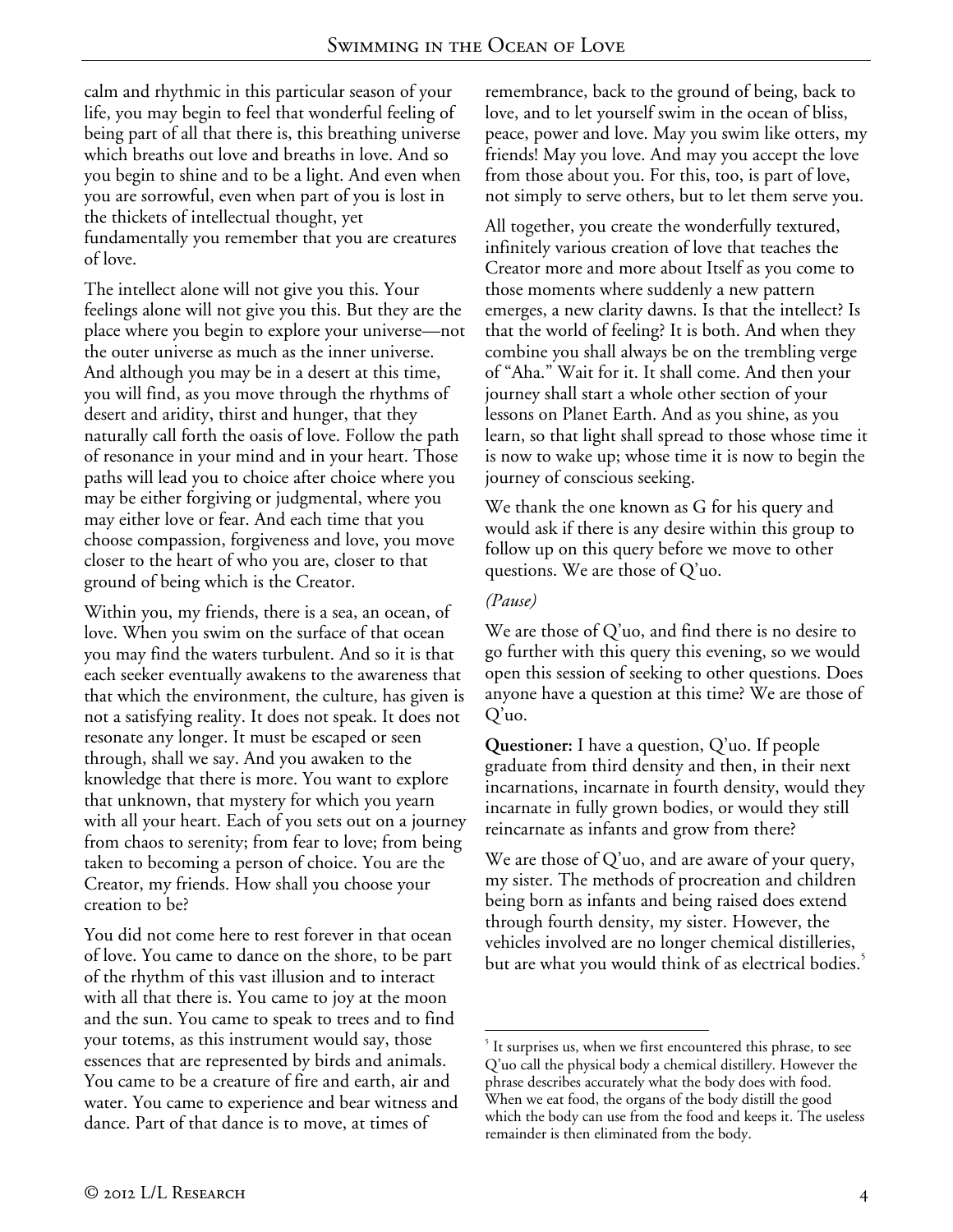calm and rhythmic in this particular season of your life, you may begin to feel that wonderful feeling of being part of all that there is, this breathing universe which breaths out love and breaths in love. And so you begin to shine and to be a light. And even when you are sorrowful, even when part of you is lost in the thickets of intellectual thought, yet fundamentally you remember that you are creatures of love.

The intellect alone will not give you this. Your feelings alone will not give you this. But they are the place where you begin to explore your universe—not the outer universe as much as the inner universe. And although you may be in a desert at this time, you will find, as you move through the rhythms of desert and aridity, thirst and hunger, that they naturally call forth the oasis of love. Follow the path of resonance in your mind and in your heart. Those paths will lead you to choice after choice where you may be either forgiving or judgmental, where you may either love or fear. And each time that you choose compassion, forgiveness and love, you move closer to the heart of who you are, closer to that ground of being which is the Creator.

Within you, my friends, there is a sea, an ocean, of love. When you swim on the surface of that ocean you may find the waters turbulent. And so it is that each seeker eventually awakens to the awareness that that which the environment, the culture, has given is not a satisfying reality. It does not speak. It does not resonate any longer. It must be escaped or seen through, shall we say. And you awaken to the knowledge that there is more. You want to explore that unknown, that mystery for which you yearn with all your heart. Each of you sets out on a journey from chaos to serenity; from fear to love; from being taken to becoming a person of choice. You are the Creator, my friends. How shall you choose your creation to be?

You did not come here to rest forever in that ocean of love. You came to dance on the shore, to be part of the rhythm of this vast illusion and to interact with all that there is. You came to joy at the moon and the sun. You came to speak to trees and to find your totems, as this instrument would say, those essences that are represented by birds and animals. You came to be a creature of fire and earth, air and water. You came to experience and bear witness and dance. Part of that dance is to move, at times of remembrance, back to the ground of being, back to love, and to let yourself swim in the ocean of bliss, peace, power and love. May you swim like otters, my friends! May you love. And may you accept the love from those about you. For this, too, is part of love, not simply to serve others, but to let them serve you.

All together, you create the wonderfully textured, infinitely various creation of love that teaches the Creator more and more about Itself as you come to those moments where suddenly a new pattern emerges, a new clarity dawns. Is that the intellect? Is that the world of feeling? It is both. And when they combine you shall always be on the trembling verge of "Aha." Wait for it. It shall come. And then your journey shall start a whole other section of your lessons on Planet Earth. And as you shine, as you learn, so that light shall spread to those whose time it is now to wake up; whose time it is now to begin the journey of conscious seeking.

We thank the one known as G for his query and would ask if there is any desire within this group to follow up on this query before we move to other questions. We are those of Q'uo.

*(Pause)*

We are those of Q'uo, and find there is no desire to go further with this query this evening, so we would open this session of seeking to other questions. Does anyone have a question at this time? We are those of Q'uo.

**Questioner:** I have a question, Q'uo. If people graduate from third density and then, in their next incarnations, incarnate in fourth density, would they incarnate in fully grown bodies, or would they still reincarnate as infants and grow from there?

We are those of Q'uo, and are aware of your query, my sister. The methods of procreation and children being born as infants and being raised does extend through fourth density, my sister. However, the vehicles involved are no longer chemical distilleries, but are what you would think of as electrical bodies.[5]

---

[5] It surprises us, when we first encountered this phrase, to see Q'uo call the physical body a chemical distillery. However the phrase describes accurately what the body does with food. When we eat food, the organs of the body distill the good which the body can use from the food and keeps it. The useless remainder is then eliminated from the body.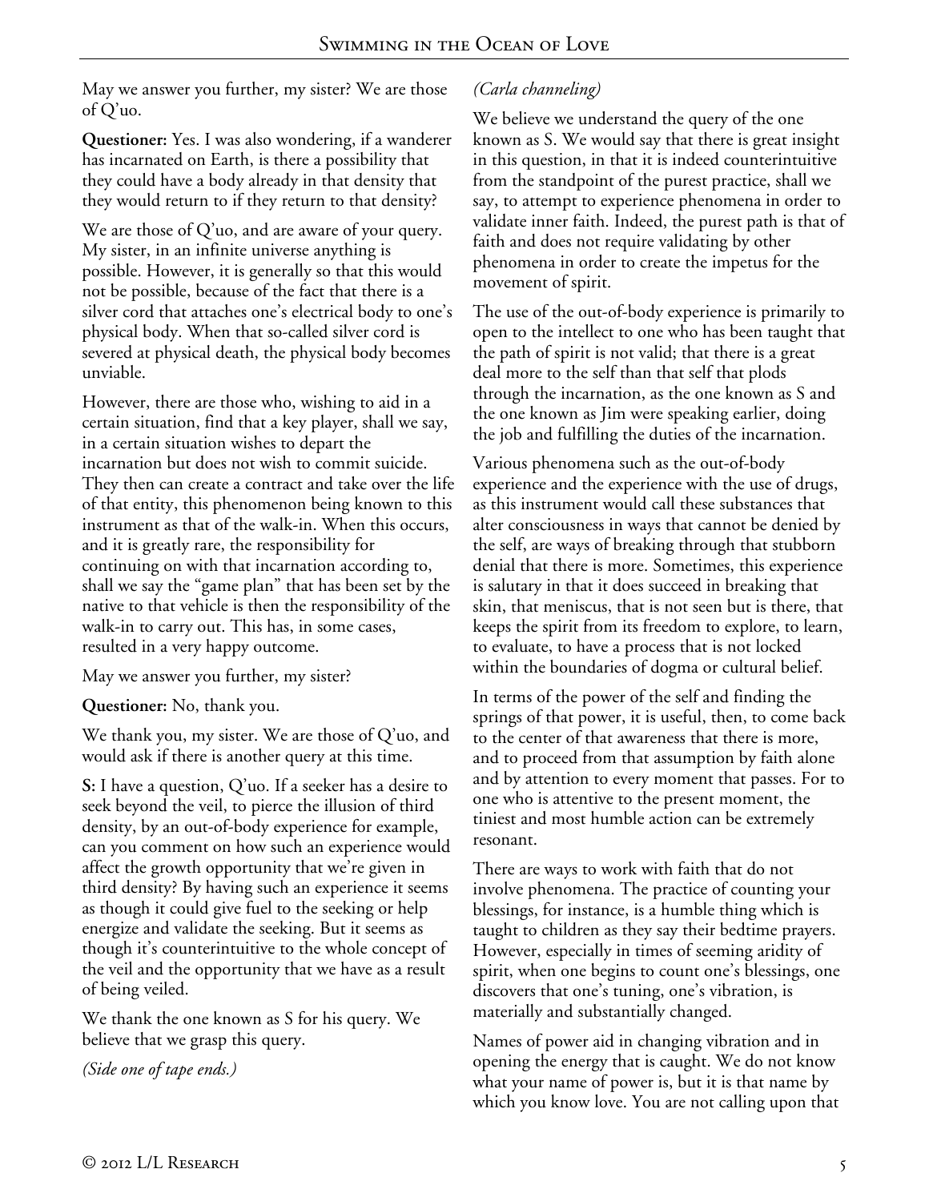May we answer you further, my sister? We are those of Q'uo.

**Questioner:** Yes. I was also wondering, if a wanderer has incarnated on Earth, is there a possibility that they could have a body already in that density that they would return to if they return to that density?

We are those of Q'uo, and are aware of your query. My sister, in an infinite universe anything is possible. However, it is generally so that this would not be possible, because of the fact that there is a silver cord that attaches one's electrical body to one's physical body. When that so-called silver cord is severed at physical death, the physical body becomes unviable.

However, there are those who, wishing to aid in a certain situation, find that a key player, shall we say, in a certain situation wishes to depart the incarnation but does not wish to commit suicide. They then can create a contract and take over the life of that entity, this phenomenon being known to this instrument as that of the walk-in. When this occurs, and it is greatly rare, the responsibility for continuing on with that incarnation according to, shall we say the "game plan" that has been set by the native to that vehicle is then the responsibility of the walk-in to carry out. This has, in some cases, resulted in a very happy outcome.

May we answer you further, my sister?

**Questioner:** No, thank you.

We thank you, my sister. We are those of Q'uo, and would ask if there is another query at this time.

**S:** I have a question, Q'uo. If a seeker has a desire to seek beyond the veil, to pierce the illusion of third density, by an out-of-body experience for example, can you comment on how such an experience would affect the growth opportunity that we're given in third density? By having such an experience it seems as though it could give fuel to the seeking or help energize and validate the seeking. But it seems as though it's counterintuitive to the whole concept of the veil and the opportunity that we have as a result of being veiled.

We thank the one known as S for his query. We believe that we grasp this query.

*(Side one of tape ends.)*

*(Carla channeling)*

We believe we understand the query of the one known as S. We would say that there is great insight in this question, in that it is indeed counterintuitive from the standpoint of the purest practice, shall we say, to attempt to experience phenomena in order to validate inner faith. Indeed, the purest path is that of faith and does not require validating by other phenomena in order to create the impetus for the movement of spirit.

The use of the out-of-body experience is primarily to open to the intellect to one who has been taught that the path of spirit is not valid; that there is a great deal more to the self than that self that plods through the incarnation, as the one known as S and the one known as Jim were speaking earlier, doing the job and fulfilling the duties of the incarnation.

Various phenomena such as the out-of-body experience and the experience with the use of drugs, as this instrument would call these substances that alter consciousness in ways that cannot be denied by the self, are ways of breaking through that stubborn denial that there is more. Sometimes, this experience is salutary in that it does succeed in breaking that skin, that meniscus, that is not seen but is there, that keeps the spirit from its freedom to explore, to learn, to evaluate, to have a process that is not locked within the boundaries of dogma or cultural belief.

In terms of the power of the self and finding the springs of that power, it is useful, then, to come back to the center of that awareness that there is more, and to proceed from that assumption by faith alone and by attention to every moment that passes. For to one who is attentive to the present moment, the tiniest and most humble action can be extremely resonant.

There are ways to work with faith that do not involve phenomena. The practice of counting your blessings, for instance, is a humble thing which is taught to children as they say their bedtime prayers. However, especially in times of seeming aridity of spirit, when one begins to count one's blessings, one discovers that one's tuning, one's vibration, is materially and substantially changed.

Names of power aid in changing vibration and in opening the energy that is caught. We do not know what your name of power is, but it is that name by which you know love. You are not calling upon that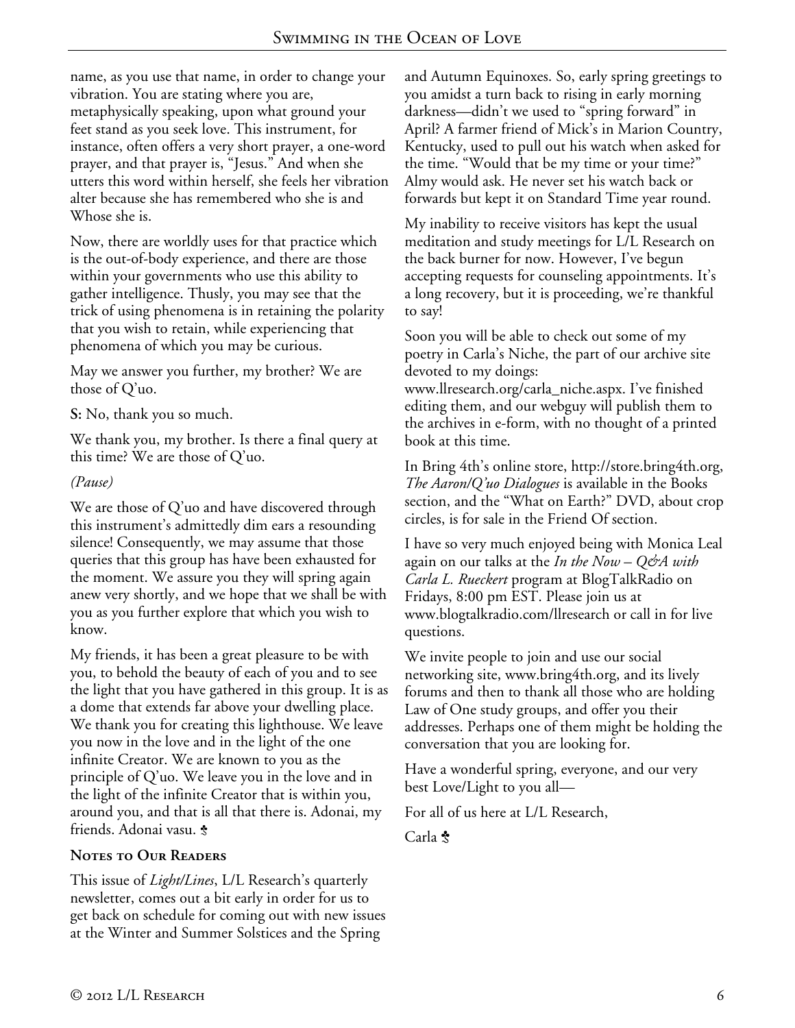name, as you use that name, in order to change your vibration. You are stating where you are, metaphysically speaking, upon what ground your feet stand as you seek love. This instrument, for instance, often offers a very short prayer, a one-word prayer, and that prayer is, "Jesus." And when she utters this word within herself, she feels her vibration alter because she has remembered who she is and Whose she is.

Now, there are worldly uses for that practice which is the out-of-body experience, and there are those within your governments who use this ability to gather intelligence. Thusly, you may see that the trick of using phenomena is in retaining the polarity that you wish to retain, while experiencing that phenomena of which you may be curious.

May we answer you further, my brother? We are those of Q'uo.

**S:** No, thank you so much.

We thank you, my brother. Is there a final query at this time? We are those of Q'uo.

*(Pause)*

We are those of Q'uo and have discovered through this instrument's admittedly dim ears a resounding silence! Consequently, we may assume that those queries that this group has have been exhausted for the moment. We assure you they will spring again anew very shortly, and we hope that we shall be with you as you further explore that which you wish to know.

My friends, it has been a great pleasure to be with you, to behold the beauty of each of you and to see the light that you have gathered in this group. It is as a dome that extends far above your dwelling place. We thank you for creating this lighthouse. We leave you now in the love and in the light of the one infinite Creator. We are known to you as the principle of Q'uo. We leave you in the love and in the light of the infinite Creator that is within you, around you, and that is all that there is. Adonai, my friends. Adonai vasu. ☘

## Notes to Our Readers

This issue of *Light/Lines*, L/L Research's quarterly newsletter, comes out a bit early in order for us to get back on schedule for coming out with new issues at the Winter and Summer Solstices and the Spring and Autumn Equinoxes. So, early spring greetings to you amidst a turn back to rising in early morning darkness—didn't we used to "spring forward" in April? A farmer friend of Mick's in Marion Country, Kentucky, used to pull out his watch when asked for the time. "Would that be my time or your time?" Almy would ask. He never set his watch back or forwards but kept it on Standard Time year round.

My inability to receive visitors has kept the usual meditation and study meetings for L/L Research on the back burner for now. However, I've begun accepting requests for counseling appointments. It's a long recovery, but it is proceeding, we're thankful to say!

Soon you will be able to check out some of my poetry in Carla's Niche, the part of our archive site devoted to my doings: www.llresearch.org/carla_niche.aspx. I've finished editing them, and our webguy will publish them to the archives in e-form, with no thought of a printed book at this time.

In Bring 4th's online store, http://store.bring4th.org, *The Aaron/Q'uo Dialogues* is available in the Books section, and the "What on Earth?" DVD, about crop circles, is for sale in the Friend Of section.

I have so very much enjoyed being with Monica Leal again on our talks at the *In the Now – Q&A with Carla L. Rueckert* program at BlogTalkRadio on Fridays, 8:00 pm EST. Please join us at www.blogtalkradio.com/llresearch or call in for live questions.

We invite people to join and use our social networking site, www.bring4th.org, and its lively forums and then to thank all those who are holding Law of One study groups, and offer you their addresses. Perhaps one of them might be holding the conversation that you are looking for.

Have a wonderful spring, everyone, and our very best Love/Light to you all—

For all of us here at L/L Research,

Carla ☘